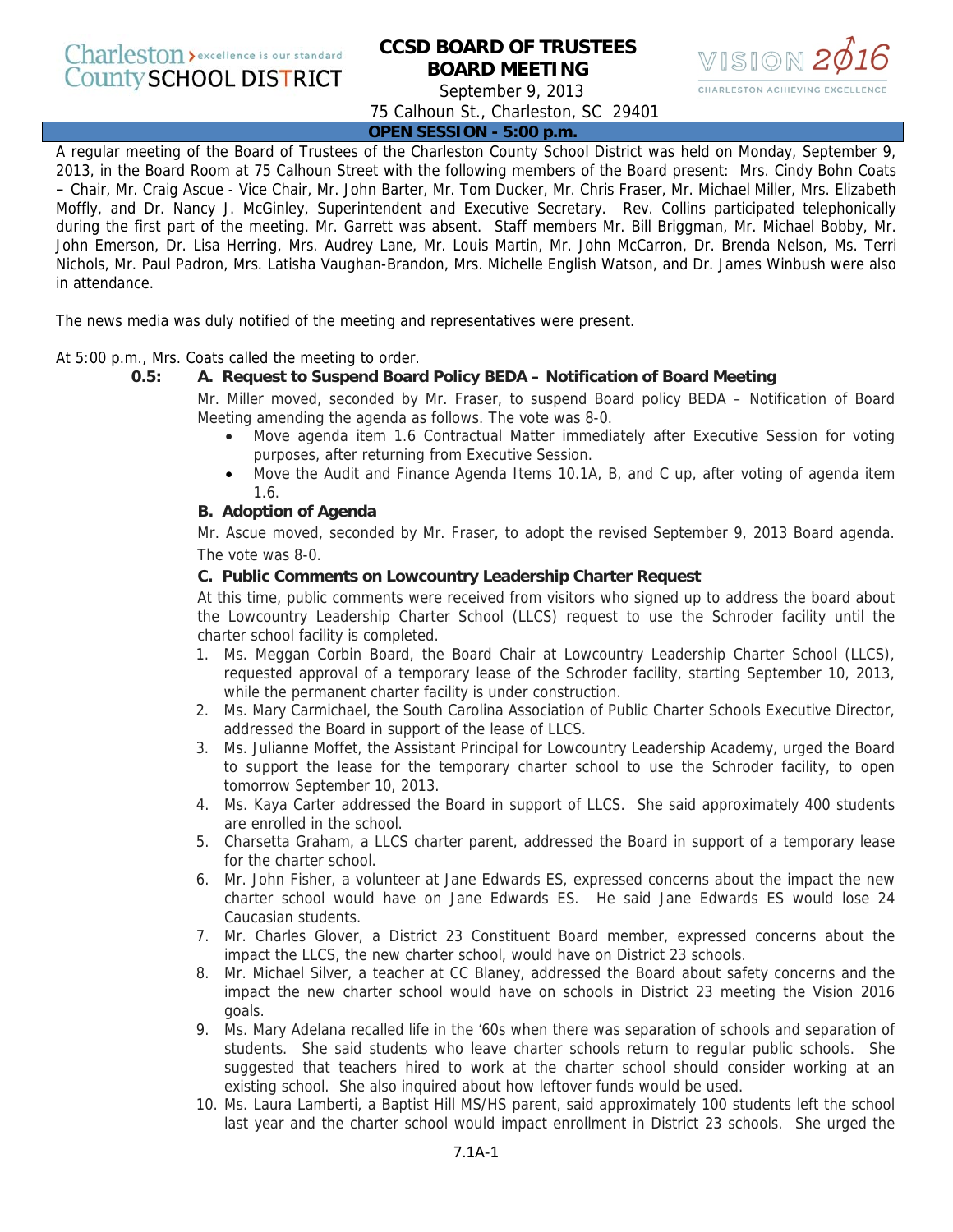Charleston County SCHOOL DISTRICT — excellence is our standard

# CCSD BOARD OF TRUSTEES BOARD MEETING

September 9, 2013

75 Calhoun St., Charleston, SC 29401

VISION 2016 — CHARLESTON ACHIEVING EXCELLENCE

**OPEN SESSION - 5:00 p.m.**

A regular meeting of the Board of Trustees of the Charleston County School District was held on Monday, September 9, 2013, in the Board Room at 75 Calhoun Street with the following members of the Board present: Mrs. Cindy Bohn Coats **–** Chair, Mr. Craig Ascue - Vice Chair, Mr. John Barter, Mr. Tom Ducker, Mr. Chris Fraser, Mr. Michael Miller, Mrs. Elizabeth Moffly, and Dr. Nancy J. McGinley, Superintendent and Executive Secretary. Rev. Collins participated telephonically during the first part of the meeting. Mr. Garrett was absent. Staff members Mr. Bill Briggman, Mr. Michael Bobby, Mr. John Emerson, Dr. Lisa Herring, Mrs. Audrey Lane, Mr. Louis Martin, Mr. John McCarron, Dr. Brenda Nelson, Ms. Terri Nichols, Mr. Paul Padron, Mrs. Latisha Vaughan-Brandon, Mrs. Michelle English Watson, and Dr. James Winbush were also in attendance.

The news media was duly notified of the meeting and representatives were present.

At 5:00 p.m., Mrs. Coats called the meeting to order.

**0.5: A. Request to Suspend Board Policy BEDA – Notification of Board Meeting**

Mr. Miller moved, seconded by Mr. Fraser, to suspend Board policy BEDA – Notification of Board Meeting amending the agenda as follows. The vote was 8-0.

- Move agenda item 1.6 Contractual Matter immediately after Executive Session for voting purposes, after returning from Executive Session.
- Move the Audit and Finance Agenda Items 10.1A, B, and C up, after voting of agenda item 1.6.

**B. Adoption of Agenda**

Mr. Ascue moved, seconded by Mr. Fraser, to adopt the revised September 9, 2013 Board agenda. The vote was 8-0.

**C. Public Comments on Lowcountry Leadership Charter Request**

At this time, public comments were received from visitors who signed up to address the board about the Lowcountry Leadership Charter School (LLCS) request to use the Schroder facility until the charter school facility is completed.

1. Ms. Meggan Corbin Board, the Board Chair at Lowcountry Leadership Charter School (LLCS), requested approval of a temporary lease of the Schroder facility, starting September 10, 2013, while the permanent charter facility is under construction.
2. Ms. Mary Carmichael, the South Carolina Association of Public Charter Schools Executive Director, addressed the Board in support of the lease of LLCS.
3. Ms. Julianne Moffet, the Assistant Principal for Lowcountry Leadership Academy, urged the Board to support the lease for the temporary charter school to use the Schroder facility, to open tomorrow September 10, 2013.
4. Ms. Kaya Carter addressed the Board in support of LLCS. She said approximately 400 students are enrolled in the school.
5. Charsetta Graham, a LLCS charter parent, addressed the Board in support of a temporary lease for the charter school.
6. Mr. John Fisher, a volunteer at Jane Edwards ES, expressed concerns about the impact the new charter school would have on Jane Edwards ES. He said Jane Edwards ES would lose 24 Caucasian students.
7. Mr. Charles Glover, a District 23 Constituent Board member, expressed concerns about the impact the LLCS, the new charter school, would have on District 23 schools.
8. Mr. Michael Silver, a teacher at CC Blaney, addressed the Board about safety concerns and the impact the new charter school would have on schools in District 23 meeting the Vision 2016 goals.
9. Ms. Mary Adelana recalled life in the '60s when there was separation of schools and separation of students. She said students who leave charter schools return to regular public schools. She suggested that teachers hired to work at the charter school should consider working at an existing school. She also inquired about how leftover funds would be used.
10. Ms. Laura Lamberti, a Baptist Hill MS/HS parent, said approximately 100 students left the school last year and the charter school would impact enrollment in District 23 schools. She urged the

7.1A-1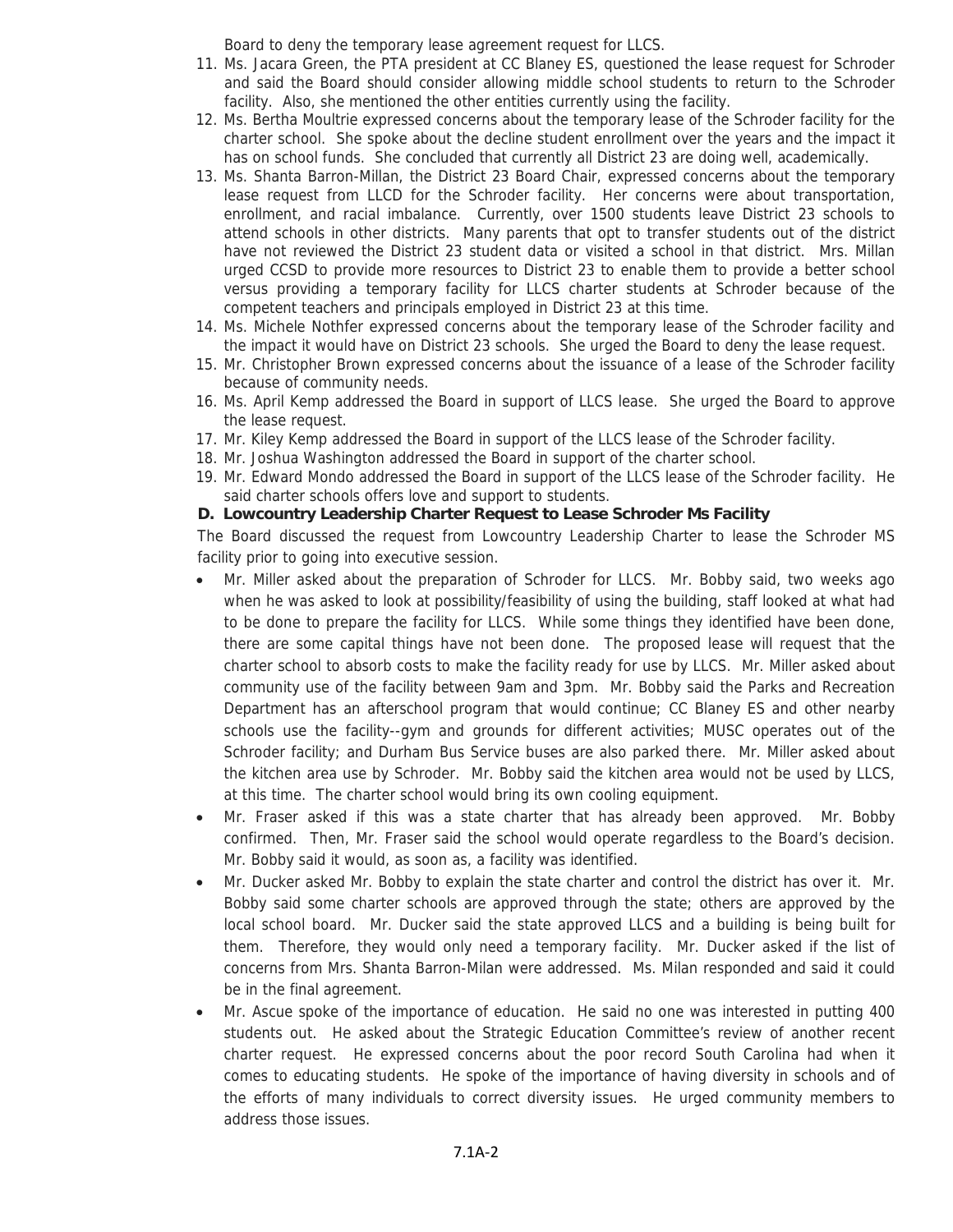Board to deny the temporary lease agreement request for LLCS.

11. Ms. Jacara Green, the PTA president at CC Blaney ES, questioned the lease request for Schroder and said the Board should consider allowing middle school students to return to the Schroder facility. Also, she mentioned the other entities currently using the facility.
12. Ms. Bertha Moultrie expressed concerns about the temporary lease of the Schroder facility for the charter school. She spoke about the decline student enrollment over the years and the impact it has on school funds. She concluded that currently all District 23 are doing well, academically.
13. Ms. Shanta Barron-Millan, the District 23 Board Chair, expressed concerns about the temporary lease request from LLCD for the Schroder facility. Her concerns were about transportation, enrollment, and racial imbalance. Currently, over 1500 students leave District 23 schools to attend schools in other districts. Many parents that opt to transfer students out of the district have not reviewed the District 23 student data or visited a school in that district. Mrs. Millan urged CCSD to provide more resources to District 23 to enable them to provide a better school versus providing a temporary facility for LLCS charter students at Schroder because of the competent teachers and principals employed in District 23 at this time.
14. Ms. Michele Nothfer expressed concerns about the temporary lease of the Schroder facility and the impact it would have on District 23 schools. She urged the Board to deny the lease request.
15. Mr. Christopher Brown expressed concerns about the issuance of a lease of the Schroder facility because of community needs.
16. Ms. April Kemp addressed the Board in support of LLCS lease. She urged the Board to approve the lease request.
17. Mr. Kiley Kemp addressed the Board in support of the LLCS lease of the Schroder facility.
18. Mr. Joshua Washington addressed the Board in support of the charter school.
19. Mr. Edward Mondo addressed the Board in support of the LLCS lease of the Schroder facility. He said charter schools offers love and support to students.

**D. Lowcountry Leadership Charter Request to Lease Schroder Ms Facility**

The Board discussed the request from Lowcountry Leadership Charter to lease the Schroder MS facility prior to going into executive session.

- Mr. Miller asked about the preparation of Schroder for LLCS. Mr. Bobby said, two weeks ago when he was asked to look at possibility/feasibility of using the building, staff looked at what had to be done to prepare the facility for LLCS. While some things they identified have been done, there are some capital things have not been done. The proposed lease will request that the charter school to absorb costs to make the facility ready for use by LLCS. Mr. Miller asked about community use of the facility between 9am and 3pm. Mr. Bobby said the Parks and Recreation Department has an afterschool program that would continue; CC Blaney ES and other nearby schools use the facility--gym and grounds for different activities; MUSC operates out of the Schroder facility; and Durham Bus Service buses are also parked there. Mr. Miller asked about the kitchen area use by Schroder. Mr. Bobby said the kitchen area would not be used by LLCS, at this time. The charter school would bring its own cooling equipment.
- Mr. Fraser asked if this was a state charter that has already been approved. Mr. Bobby confirmed. Then, Mr. Fraser said the school would operate regardless to the Board's decision. Mr. Bobby said it would, as soon as, a facility was identified.
- Mr. Ducker asked Mr. Bobby to explain the state charter and control the district has over it. Mr. Bobby said some charter schools are approved through the state; others are approved by the local school board. Mr. Ducker said the state approved LLCS and a building is being built for them. Therefore, they would only need a temporary facility. Mr. Ducker asked if the list of concerns from Mrs. Shanta Barron-Milan were addressed. Ms. Milan responded and said it could be in the final agreement.
- Mr. Ascue spoke of the importance of education. He said no one was interested in putting 400 students out. He asked about the Strategic Education Committee's review of another recent charter request. He expressed concerns about the poor record South Carolina had when it comes to educating students. He spoke of the importance of having diversity in schools and of the efforts of many individuals to correct diversity issues. He urged community members to address those issues.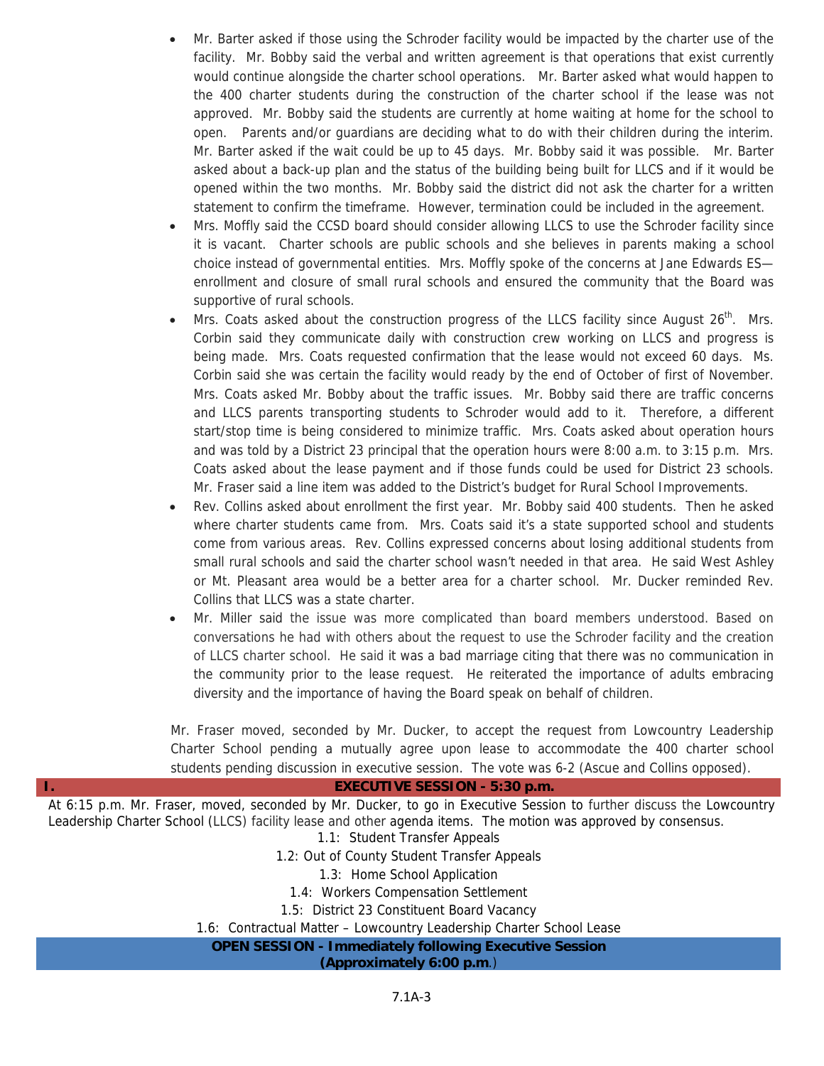- Mr. Barter asked if those using the Schroder facility would be impacted by the charter use of the facility. Mr. Bobby said the verbal and written agreement is that operations that exist currently would continue alongside the charter school operations. Mr. Barter asked what would happen to the 400 charter students during the construction of the charter school if the lease was not approved. Mr. Bobby said the students are currently at home waiting at home for the school to open. Parents and/or guardians are deciding what to do with their children during the interim. Mr. Barter asked if the wait could be up to 45 days. Mr. Bobby said it was possible. Mr. Barter asked about a back-up plan and the status of the building being built for LLCS and if it would be opened within the two months. Mr. Bobby said the district did not ask the charter for a written statement to confirm the timeframe. However, termination could be included in the agreement.
- Mrs. Moffly said the CCSD board should consider allowing LLCS to use the Schroder facility since it is vacant. Charter schools are public schools and she believes in parents making a school choice instead of governmental entities. Mrs. Moffly spoke of the concerns at Jane Edwards ES—enrollment and closure of small rural schools and ensured the community that the Board was supportive of rural schools.
- Mrs. Coats asked about the construction progress of the LLCS facility since August 26th. Mrs. Corbin said they communicate daily with construction crew working on LLCS and progress is being made. Mrs. Coats requested confirmation that the lease would not exceed 60 days. Ms. Corbin said she was certain the facility would ready by the end of October of first of November. Mrs. Coats asked Mr. Bobby about the traffic issues. Mr. Bobby said there are traffic concerns and LLCS parents transporting students to Schroder would add to it. Therefore, a different start/stop time is being considered to minimize traffic. Mrs. Coats asked about operation hours and was told by a District 23 principal that the operation hours were 8:00 a.m. to 3:15 p.m. Mrs. Coats asked about the lease payment and if those funds could be used for District 23 schools. Mr. Fraser said a line item was added to the District's budget for Rural School Improvements.
- Rev. Collins asked about enrollment the first year. Mr. Bobby said 400 students. Then he asked where charter students came from. Mrs. Coats said it's a state supported school and students come from various areas. Rev. Collins expressed concerns about losing additional students from small rural schools and said the charter school wasn't needed in that area. He said West Ashley or Mt. Pleasant area would be a better area for a charter school. Mr. Ducker reminded Rev. Collins that LLCS was a state charter.
- Mr. Miller said the issue was more complicated than board members understood. Based on conversations he had with others about the request to use the Schroder facility and the creation of LLCS charter school. He said it was a bad marriage citing that there was no communication in the community prior to the lease request. He reiterated the importance of adults embracing diversity and the importance of having the Board speak on behalf of children.

Mr. Fraser moved, seconded by Mr. Ducker, to accept the request from Lowcountry Leadership Charter School pending a mutually agree upon lease to accommodate the 400 charter school students pending discussion in executive session. The vote was 6-2 (Ascue and Collins opposed).

## I. EXECUTIVE SESSION - 5:30 p.m.

At 6:15 p.m. Mr. Fraser, moved, seconded by Mr. Ducker, to go in Executive Session to further discuss the Lowcountry Leadership Charter School (LLCS) facility lease and other agenda items. The motion was approved by consensus.

1.1: Student Transfer Appeals
1.2: Out of County Student Transfer Appeals
1.3: Home School Application
1.4: Workers Compensation Settlement
1.5: District 23 Constituent Board Vacancy
1.6: Contractual Matter – Lowcountry Leadership Charter School Lease

## OPEN SESSION - Immediately following Executive Session (Approximately 6:00 p.m.)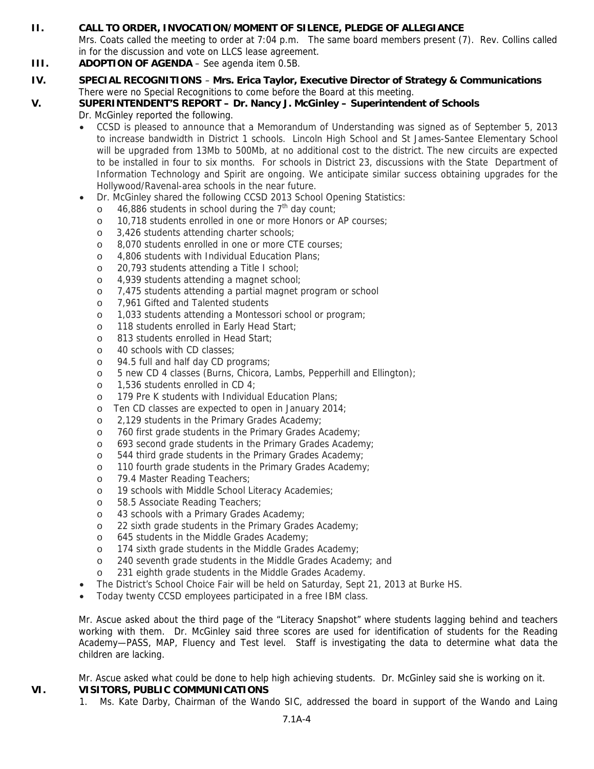**II. CALL TO ORDER, INVOCATION/MOMENT OF SILENCE, PLEDGE OF ALLEGIANCE**

Mrs. Coats called the meeting to order at 7:04 p.m. The same board members present (7). Rev. Collins called in for the discussion and vote on LLCS lease agreement.

**III. ADOPTION OF AGENDA** – See agenda item 0.5B.

**IV. SPECIAL RECOGNITIONS** – **Mrs. Erica Taylor, Executive Director of Strategy & Communications**

There were no Special Recognitions to come before the Board at this meeting.

**V. SUPERINTENDENT'S REPORT – Dr. Nancy J. McGinley – Superintendent of Schools**

Dr. McGinley reported the following.

- CCSD is pleased to announce that a Memorandum of Understanding was signed as of September 5, 2013 to increase bandwidth in District 1 schools. Lincoln High School and St James-Santee Elementary School will be upgraded from 13Mb to 500Mb, at no additional cost to the district. The new circuits are expected to be installed in four to six months. For schools in District 23, discussions with the State Department of Information Technology and Spirit are ongoing. We anticipate similar success obtaining upgrades for the Hollywood/Ravenal-area schools in the near future.
- Dr. McGinley shared the following CCSD 2013 School Opening Statistics:
  - 46,886 students in school during the 7th day count;
  - 10,718 students enrolled in one or more Honors or AP courses;
  - 3,426 students attending charter schools;
  - 8,070 students enrolled in one or more CTE courses;
  - 4,806 students with Individual Education Plans;
  - 20,793 students attending a Title I school;
  - 4,939 students attending a magnet school;
  - 7,475 students attending a partial magnet program or school
  - 7,961 Gifted and Talented students
  - 1,033 students attending a Montessori school or program;
  - 118 students enrolled in Early Head Start;
  - 813 students enrolled in Head Start;
  - 40 schools with CD classes;
  - 94.5 full and half day CD programs;
  - 5 new CD 4 classes (Burns, Chicora, Lambs, Pepperhill and Ellington);
  - 1,536 students enrolled in CD 4;
  - 179 Pre K students with Individual Education Plans;
  - Ten CD classes are expected to open in January 2014;
  - 2,129 students in the Primary Grades Academy;
  - 760 first grade students in the Primary Grades Academy;
  - 693 second grade students in the Primary Grades Academy;
  - 544 third grade students in the Primary Grades Academy;
  - 110 fourth grade students in the Primary Grades Academy;
  - 79.4 Master Reading Teachers;
  - 19 schools with Middle School Literacy Academies;
  - 58.5 Associate Reading Teachers;
  - 43 schools with a Primary Grades Academy;
  - 22 sixth grade students in the Primary Grades Academy;
  - 645 students in the Middle Grades Academy;
  - 174 sixth grade students in the Middle Grades Academy;
  - 240 seventh grade students in the Middle Grades Academy; and
  - 231 eighth grade students in the Middle Grades Academy.
- The District's School Choice Fair will be held on Saturday, Sept 21, 2013 at Burke HS.
- Today twenty CCSD employees participated in a free IBM class.

Mr. Ascue asked about the third page of the "Literacy Snapshot" where students lagging behind and teachers working with them. Dr. McGinley said three scores are used for identification of students for the Reading Academy—PASS, MAP, Fluency and Test level. Staff is investigating the data to determine what data the children are lacking.

Mr. Ascue asked what could be done to help high achieving students. Dr. McGinley said she is working on it.

**VI. VISITORS, PUBLIC COMMUNICATIONS**

1. Ms. Kate Darby, Chairman of the Wando SIC, addressed the board in support of the Wando and Laing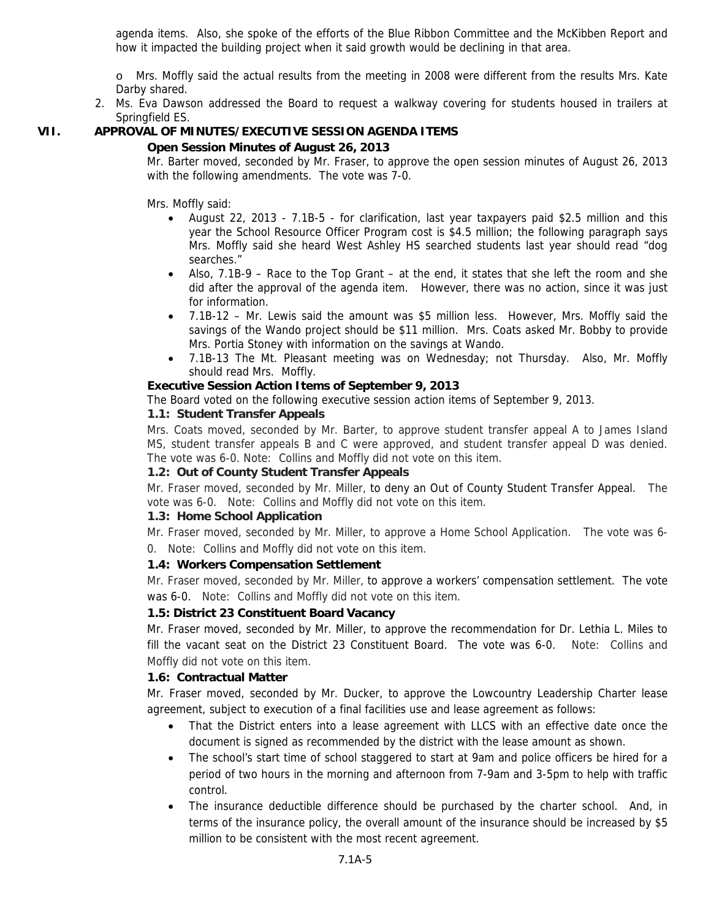agenda items. Also, she spoke of the efforts of the Blue Ribbon Committee and the McKibben Report and how it impacted the building project when it said growth would be declining in that area.

o Mrs. Moffly said the actual results from the meeting in 2008 were different from the results Mrs. Kate Darby shared.

2. Ms. Eva Dawson addressed the Board to request a walkway covering for students housed in trailers at Springfield ES.

## VII. APPROVAL OF MINUTES/EXECUTIVE SESSION AGENDA ITEMS

**Open Session Minutes of August 26, 2013**

Mr. Barter moved, seconded by Mr. Fraser, to approve the open session minutes of August 26, 2013 with the following amendments. The vote was 7-0.

Mrs. Moffly said:

- August 22, 2013 - 7.1B-5 - for clarification, last year taxpayers paid $2.5 million and this year the School Resource Officer Program cost is $4.5 million; the following paragraph says Mrs. Moffly said she heard West Ashley HS searched students last year should read "dog searches."
- Also, 7.1B-9 – Race to the Top Grant – at the end, it states that she left the room and she did after the approval of the agenda item. However, there was no action, since it was just for information.
- 7.1B-12 – Mr. Lewis said the amount was $5 million less. However, Mrs. Moffly said the savings of the Wando project should be $11 million. Mrs. Coats asked Mr. Bobby to provide Mrs. Portia Stoney with information on the savings at Wando.
- 7.1B-13 The Mt. Pleasant meeting was on Wednesday; not Thursday. Also, Mr. Moffly should read Mrs. Moffly.

**Executive Session Action Items of September 9, 2013**

The Board voted on the following executive session action items of September 9, 2013.

**1.1: Student Transfer Appeals**

Mrs. Coats moved, seconded by Mr. Barter, to approve student transfer appeal A to James Island MS, student transfer appeals B and C were approved, and student transfer appeal D was denied. The vote was 6-0. Note: Collins and Moffly did not vote on this item.

**1.2: Out of County Student Transfer Appeals**

Mr. Fraser moved, seconded by Mr. Miller, to deny an Out of County Student Transfer Appeal. The vote was 6-0. Note: Collins and Moffly did not vote on this item.

**1.3: Home School Application**

Mr. Fraser moved, seconded by Mr. Miller, to approve a Home School Application. The vote was 6-0. Note: Collins and Moffly did not vote on this item.

**1.4: Workers Compensation Settlement**

Mr. Fraser moved, seconded by Mr. Miller, to approve a workers' compensation settlement. The vote was 6-0. Note: Collins and Moffly did not vote on this item.

**1.5: District 23 Constituent Board Vacancy**

Mr. Fraser moved, seconded by Mr. Miller, to approve the recommendation for Dr. Lethia L. Miles to fill the vacant seat on the District 23 Constituent Board. The vote was 6-0. Note: Collins and Moffly did not vote on this item.

**1.6: Contractual Matter**

Mr. Fraser moved, seconded by Mr. Ducker, to approve the Lowcountry Leadership Charter lease agreement, subject to execution of a final facilities use and lease agreement as follows:

- That the District enters into a lease agreement with LLCS with an effective date once the document is signed as recommended by the district with the lease amount as shown.
- The school's start time of school staggered to start at 9am and police officers be hired for a period of two hours in the morning and afternoon from 7-9am and 3-5pm to help with traffic control.
- The insurance deductible difference should be purchased by the charter school. And, in terms of the insurance policy, the overall amount of the insurance should be increased by $5 million to be consistent with the most recent agreement.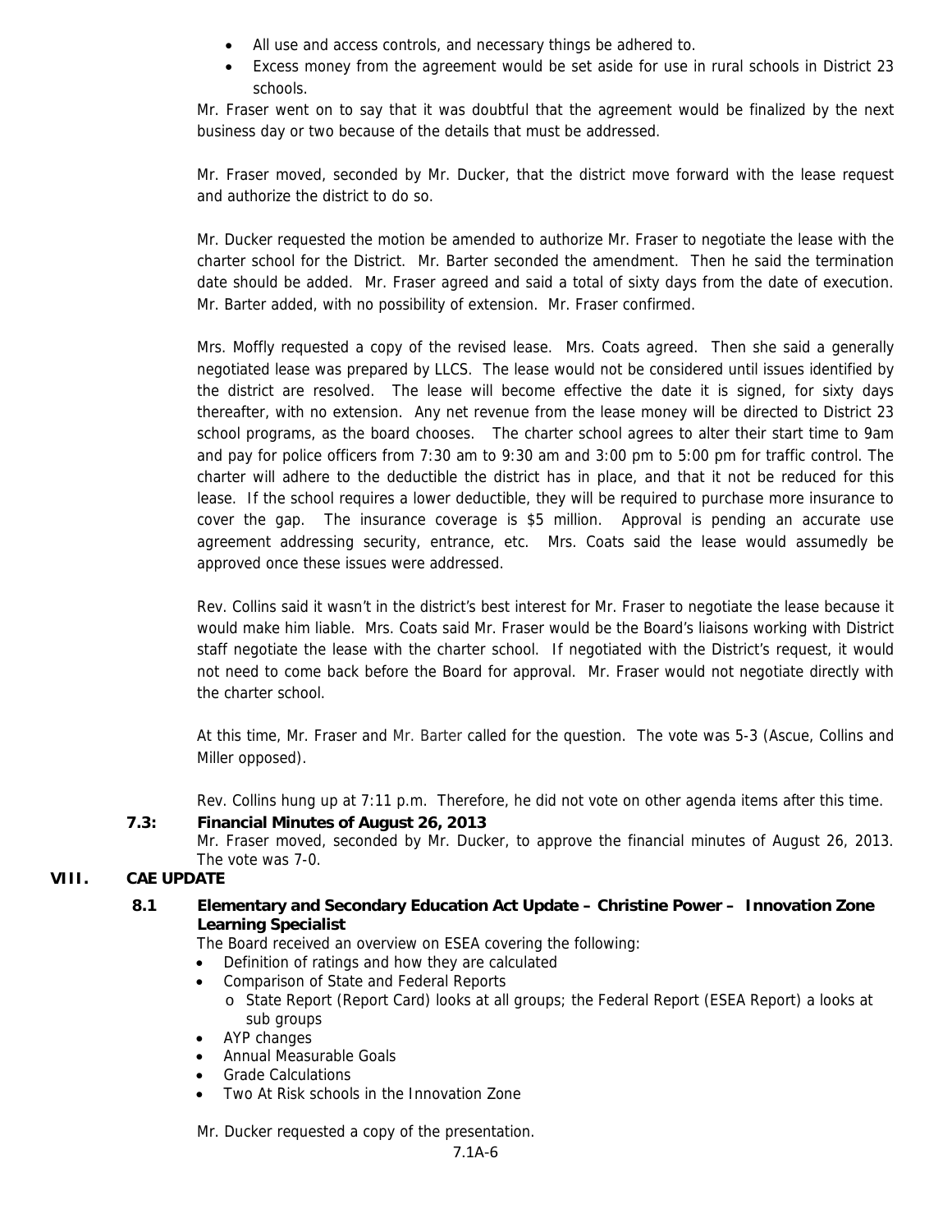- All use and access controls, and necessary things be adhered to.
- Excess money from the agreement would be set aside for use in rural schools in District 23 schools.

Mr. Fraser went on to say that it was doubtful that the agreement would be finalized by the next business day or two because of the details that must be addressed.

Mr. Fraser moved, seconded by Mr. Ducker, that the district move forward with the lease request and authorize the district to do so.

Mr. Ducker requested the motion be amended to authorize Mr. Fraser to negotiate the lease with the charter school for the District. Mr. Barter seconded the amendment. Then he said the termination date should be added. Mr. Fraser agreed and said a total of sixty days from the date of execution. Mr. Barter added, with no possibility of extension. Mr. Fraser confirmed.

Mrs. Moffly requested a copy of the revised lease. Mrs. Coats agreed. Then she said a generally negotiated lease was prepared by LLCS. The lease would not be considered until issues identified by the district are resolved. The lease will become effective the date it is signed, for sixty days thereafter, with no extension. Any net revenue from the lease money will be directed to District 23 school programs, as the board chooses. The charter school agrees to alter their start time to 9am and pay for police officers from 7:30 am to 9:30 am and 3:00 pm to 5:00 pm for traffic control. The charter will adhere to the deductible the district has in place, and that it not be reduced for this lease. If the school requires a lower deductible, they will be required to purchase more insurance to cover the gap. The insurance coverage is $5 million. Approval is pending an accurate use agreement addressing security, entrance, etc. Mrs. Coats said the lease would assumedly be approved once these issues were addressed.

Rev. Collins said it wasn't in the district's best interest for Mr. Fraser to negotiate the lease because it would make him liable. Mrs. Coats said Mr. Fraser would be the Board's liaisons working with District staff negotiate the lease with the charter school. If negotiated with the District's request, it would not need to come back before the Board for approval. Mr. Fraser would not negotiate directly with the charter school.

At this time, Mr. Fraser and Mr. Barter called for the question. The vote was 5-3 (Ascue, Collins and Miller opposed).

Rev. Collins hung up at 7:11 p.m. Therefore, he did not vote on other agenda items after this time.

### 7.3: Financial Minutes of August 26, 2013

Mr. Fraser moved, seconded by Mr. Ducker, to approve the financial minutes of August 26, 2013. The vote was 7-0.

## VIII. CAE UPDATE

### 8.1 Elementary and Secondary Education Act Update – Christine Power – Innovation Zone Learning Specialist

The Board received an overview on ESEA covering the following:

- Definition of ratings and how they are calculated
- Comparison of State and Federal Reports
    - State Report (Report Card) looks at all groups; the Federal Report (ESEA Report) a looks at sub groups
- AYP changes
- Annual Measurable Goals
- Grade Calculations
- Two At Risk schools in the Innovation Zone

Mr. Ducker requested a copy of the presentation.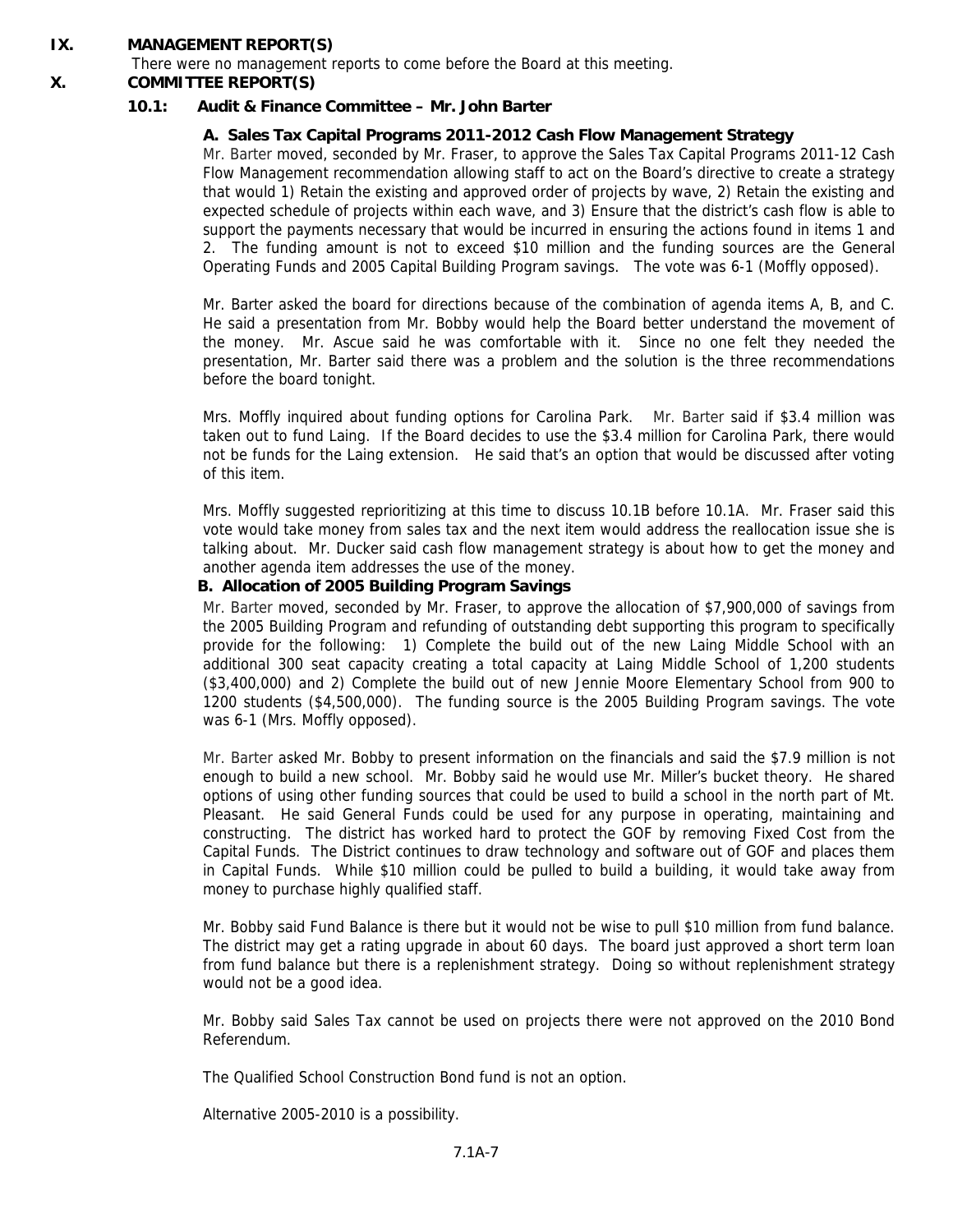## IX. MANAGEMENT REPORT(S)

There were no management reports to come before the Board at this meeting.

## X. COMMITTEE REPORT(S)

### 10.1: Audit & Finance Committee – Mr. John Barter

**A. Sales Tax Capital Programs 2011-2012 Cash Flow Management Strategy**

Mr. Barter moved, seconded by Mr. Fraser, to approve the Sales Tax Capital Programs 2011-12 Cash Flow Management recommendation allowing staff to act on the Board's directive to create a strategy that would 1) Retain the existing and approved order of projects by wave, 2) Retain the existing and expected schedule of projects within each wave, and 3) Ensure that the district's cash flow is able to support the payments necessary that would be incurred in ensuring the actions found in items 1 and 2. The funding amount is not to exceed $10 million and the funding sources are the General Operating Funds and 2005 Capital Building Program savings. The vote was 6-1 (Moffly opposed).

Mr. Barter asked the board for directions because of the combination of agenda items A, B, and C. He said a presentation from Mr. Bobby would help the Board better understand the movement of the money. Mr. Ascue said he was comfortable with it. Since no one felt they needed the presentation, Mr. Barter said there was a problem and the solution is the three recommendations before the board tonight.

Mrs. Moffly inquired about funding options for Carolina Park. Mr. Barter said if $3.4 million was taken out to fund Laing. If the Board decides to use the $3.4 million for Carolina Park, there would not be funds for the Laing extension. He said that's an option that would be discussed after voting of this item.

Mrs. Moffly suggested reprioritizing at this time to discuss 10.1B before 10.1A. Mr. Fraser said this vote would take money from sales tax and the next item would address the reallocation issue she is talking about. Mr. Ducker said cash flow management strategy is about how to get the money and another agenda item addresses the use of the money.

**B. Allocation of 2005 Building Program Savings**

Mr. Barter moved, seconded by Mr. Fraser, to approve the allocation of $7,900,000 of savings from the 2005 Building Program and refunding of outstanding debt supporting this program to specifically provide for the following: 1) Complete the build out of the new Laing Middle School with an additional 300 seat capacity creating a total capacity at Laing Middle School of 1,200 students ($3,400,000) and 2) Complete the build out of new Jennie Moore Elementary School from 900 to 1200 students ($4,500,000). The funding source is the 2005 Building Program savings. The vote was 6-1 (Mrs. Moffly opposed).

Mr. Barter asked Mr. Bobby to present information on the financials and said the $7.9 million is not enough to build a new school. Mr. Bobby said he would use Mr. Miller's bucket theory. He shared options of using other funding sources that could be used to build a school in the north part of Mt. Pleasant. He said General Funds could be used for any purpose in operating, maintaining and constructing. The district has worked hard to protect the GOF by removing Fixed Cost from the Capital Funds. The District continues to draw technology and software out of GOF and places them in Capital Funds. While $10 million could be pulled to build a building, it would take away from money to purchase highly qualified staff.

Mr. Bobby said Fund Balance is there but it would not be wise to pull $10 million from fund balance. The district may get a rating upgrade in about 60 days. The board just approved a short term loan from fund balance but there is a replenishment strategy. Doing so without replenishment strategy would not be a good idea.

Mr. Bobby said Sales Tax cannot be used on projects there were not approved on the 2010 Bond Referendum.

The Qualified School Construction Bond fund is not an option.

Alternative 2005-2010 is a possibility.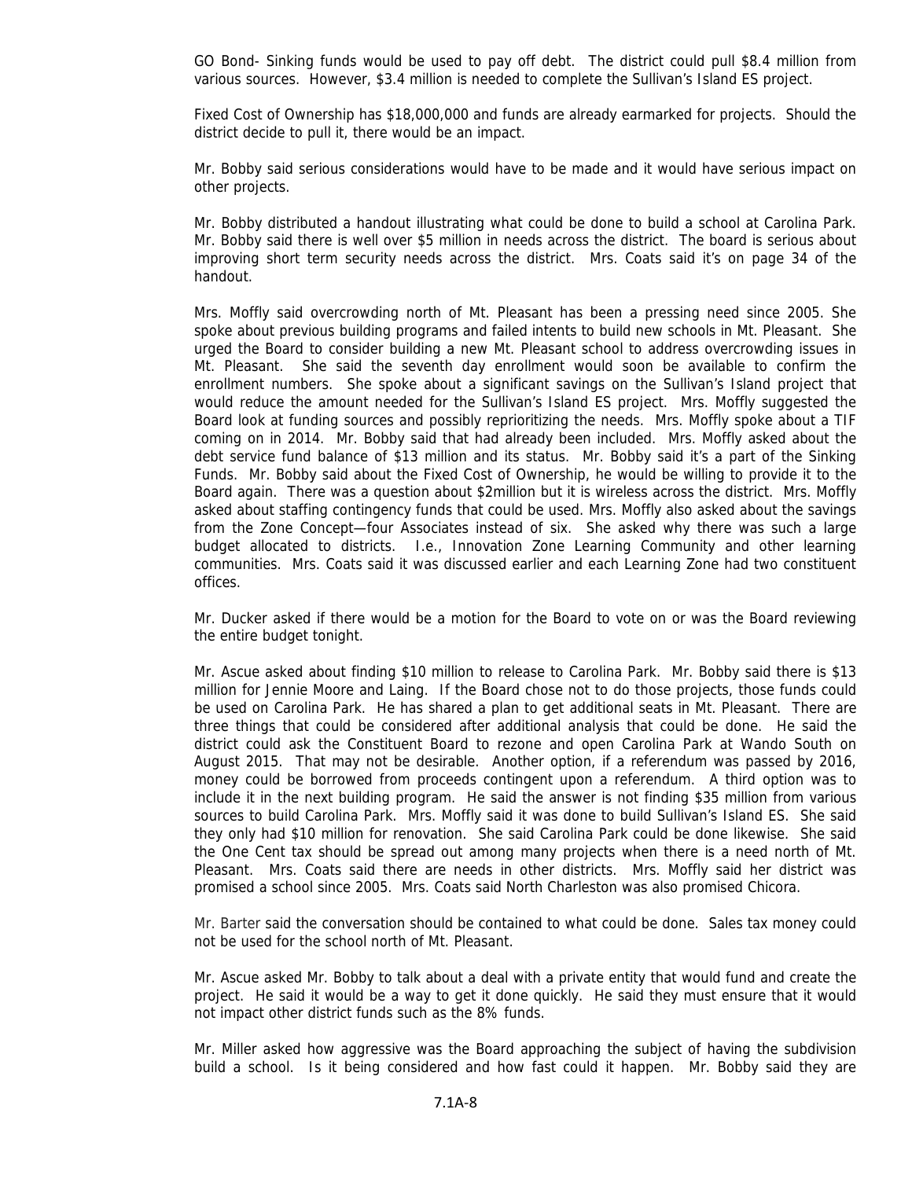GO Bond- Sinking funds would be used to pay off debt. The district could pull $8.4 million from various sources. However, $3.4 million is needed to complete the Sullivan's Island ES project.

Fixed Cost of Ownership has $18,000,000 and funds are already earmarked for projects. Should the district decide to pull it, there would be an impact.

Mr. Bobby said serious considerations would have to be made and it would have serious impact on other projects.

Mr. Bobby distributed a handout illustrating what could be done to build a school at Carolina Park. Mr. Bobby said there is well over $5 million in needs across the district. The board is serious about improving short term security needs across the district. Mrs. Coats said it's on page 34 of the handout.

Mrs. Moffly said overcrowding north of Mt. Pleasant has been a pressing need since 2005. She spoke about previous building programs and failed intents to build new schools in Mt. Pleasant. She urged the Board to consider building a new Mt. Pleasant school to address overcrowding issues in Mt. Pleasant. She said the seventh day enrollment would soon be available to confirm the enrollment numbers. She spoke about a significant savings on the Sullivan's Island project that would reduce the amount needed for the Sullivan's Island ES project. Mrs. Moffly suggested the Board look at funding sources and possibly reprioritizing the needs. Mrs. Moffly spoke about a TIF coming on in 2014. Mr. Bobby said that had already been included. Mrs. Moffly asked about the debt service fund balance of $13 million and its status. Mr. Bobby said it's a part of the Sinking Funds. Mr. Bobby said about the Fixed Cost of Ownership, he would be willing to provide it to the Board again. There was a question about $2million but it is wireless across the district. Mrs. Moffly asked about staffing contingency funds that could be used. Mrs. Moffly also asked about the savings from the Zone Concept—four Associates instead of six. She asked why there was such a large budget allocated to districts. I.e., Innovation Zone Learning Community and other learning communities. Mrs. Coats said it was discussed earlier and each Learning Zone had two constituent offices.

Mr. Ducker asked if there would be a motion for the Board to vote on or was the Board reviewing the entire budget tonight.

Mr. Ascue asked about finding $10 million to release to Carolina Park. Mr. Bobby said there is $13 million for Jennie Moore and Laing. If the Board chose not to do those projects, those funds could be used on Carolina Park. He has shared a plan to get additional seats in Mt. Pleasant. There are three things that could be considered after additional analysis that could be done. He said the district could ask the Constituent Board to rezone and open Carolina Park at Wando South on August 2015. That may not be desirable. Another option, if a referendum was passed by 2016, money could be borrowed from proceeds contingent upon a referendum. A third option was to include it in the next building program. He said the answer is not finding $35 million from various sources to build Carolina Park. Mrs. Moffly said it was done to build Sullivan's Island ES. She said they only had $10 million for renovation. She said Carolina Park could be done likewise. She said the One Cent tax should be spread out among many projects when there is a need north of Mt. Pleasant. Mrs. Coats said there are needs in other districts. Mrs. Moffly said her district was promised a school since 2005. Mrs. Coats said North Charleston was also promised Chicora.

Mr. Barter said the conversation should be contained to what could be done. Sales tax money could not be used for the school north of Mt. Pleasant.

Mr. Ascue asked Mr. Bobby to talk about a deal with a private entity that would fund and create the project. He said it would be a way to get it done quickly. He said they must ensure that it would not impact other district funds such as the 8% funds.

Mr. Miller asked how aggressive was the Board approaching the subject of having the subdivision build a school. Is it being considered and how fast could it happen. Mr. Bobby said they are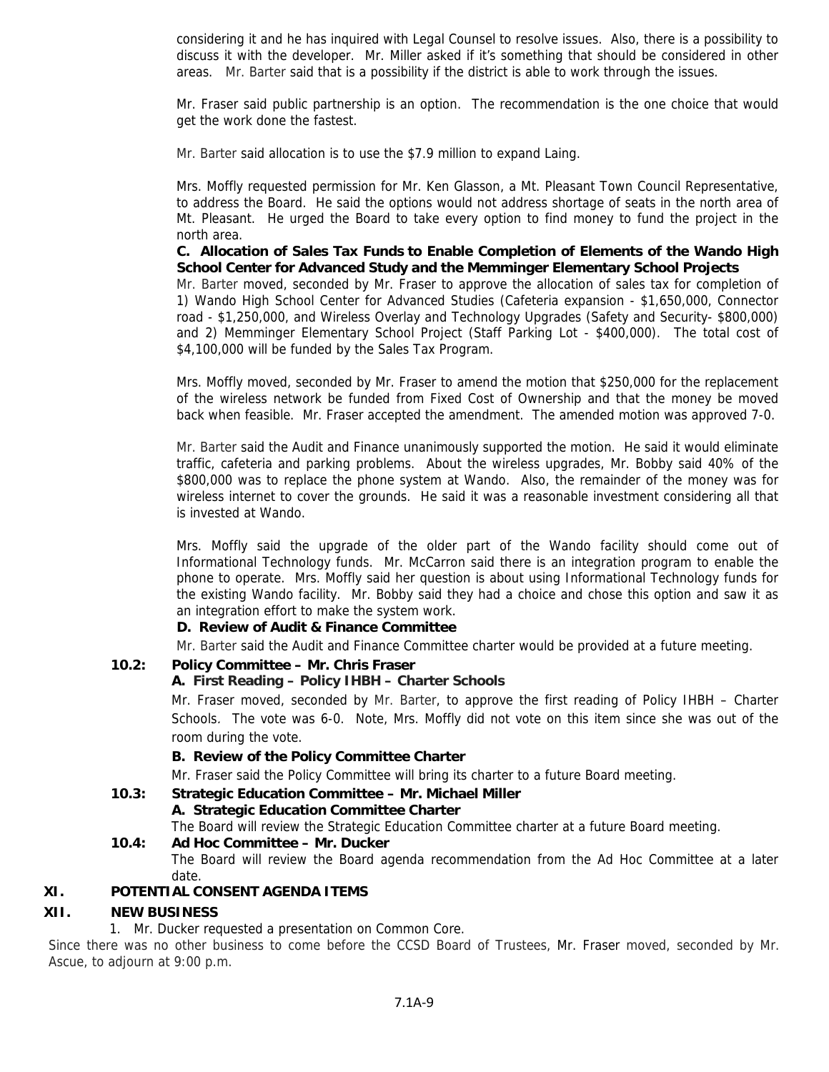considering it and he has inquired with Legal Counsel to resolve issues. Also, there is a possibility to discuss it with the developer. Mr. Miller asked if it's something that should be considered in other areas. Mr. Barter said that is a possibility if the district is able to work through the issues.

Mr. Fraser said public partnership is an option. The recommendation is the one choice that would get the work done the fastest.

Mr. Barter said allocation is to use the $7.9 million to expand Laing.

Mrs. Moffly requested permission for Mr. Ken Glasson, a Mt. Pleasant Town Council Representative, to address the Board. He said the options would not address shortage of seats in the north area of Mt. Pleasant. He urged the Board to take every option to find money to fund the project in the north area.

**C. Allocation of Sales Tax Funds to Enable Completion of Elements of the Wando High School Center for Advanced Study and the Memminger Elementary School Projects**

Mr. Barter moved, seconded by Mr. Fraser to approve the allocation of sales tax for completion of 1) Wando High School Center for Advanced Studies (Cafeteria expansion - $1,650,000, Connector road - $1,250,000, and Wireless Overlay and Technology Upgrades (Safety and Security- $800,000) and 2) Memminger Elementary School Project (Staff Parking Lot - $400,000). The total cost of $4,100,000 will be funded by the Sales Tax Program.

Mrs. Moffly moved, seconded by Mr. Fraser to amend the motion that $250,000 for the replacement of the wireless network be funded from Fixed Cost of Ownership and that the money be moved back when feasible. Mr. Fraser accepted the amendment. The amended motion was approved 7-0.

Mr. Barter said the Audit and Finance unanimously supported the motion. He said it would eliminate traffic, cafeteria and parking problems. About the wireless upgrades, Mr. Bobby said 40% of the $800,000 was to replace the phone system at Wando. Also, the remainder of the money was for wireless internet to cover the grounds. He said it was a reasonable investment considering all that is invested at Wando.

Mrs. Moffly said the upgrade of the older part of the Wando facility should come out of Informational Technology funds. Mr. McCarron said there is an integration program to enable the phone to operate. Mrs. Moffly said her question is about using Informational Technology funds for the existing Wando facility. Mr. Bobby said they had a choice and chose this option and saw it as an integration effort to make the system work.

**D. Review of Audit & Finance Committee**

Mr. Barter said the Audit and Finance Committee charter would be provided at a future meeting.

**10.2: Policy Committee – Mr. Chris Fraser**

**A. First Reading – Policy IHBH – Charter Schools**

Mr. Fraser moved, seconded by Mr. Barter, to approve the first reading of Policy IHBH – Charter Schools. The vote was 6-0. Note, Mrs. Moffly did not vote on this item since she was out of the room during the vote.

**B. Review of the Policy Committee Charter**

Mr. Fraser said the Policy Committee will bring its charter to a future Board meeting.

**10.3: Strategic Education Committee – Mr. Michael Miller**

**A. Strategic Education Committee Charter**

The Board will review the Strategic Education Committee charter at a future Board meeting.

**10.4: Ad Hoc Committee – Mr. Ducker**

The Board will review the Board agenda recommendation from the Ad Hoc Committee at a later date.

## XI. POTENTIAL CONSENT AGENDA ITEMS

## XII. NEW BUSINESS

1. Mr. Ducker requested a presentation on Common Core.

Since there was no other business to come before the CCSD Board of Trustees, Mr. Fraser moved, seconded by Mr. Ascue, to adjourn at 9:00 p.m.

7.1A-9